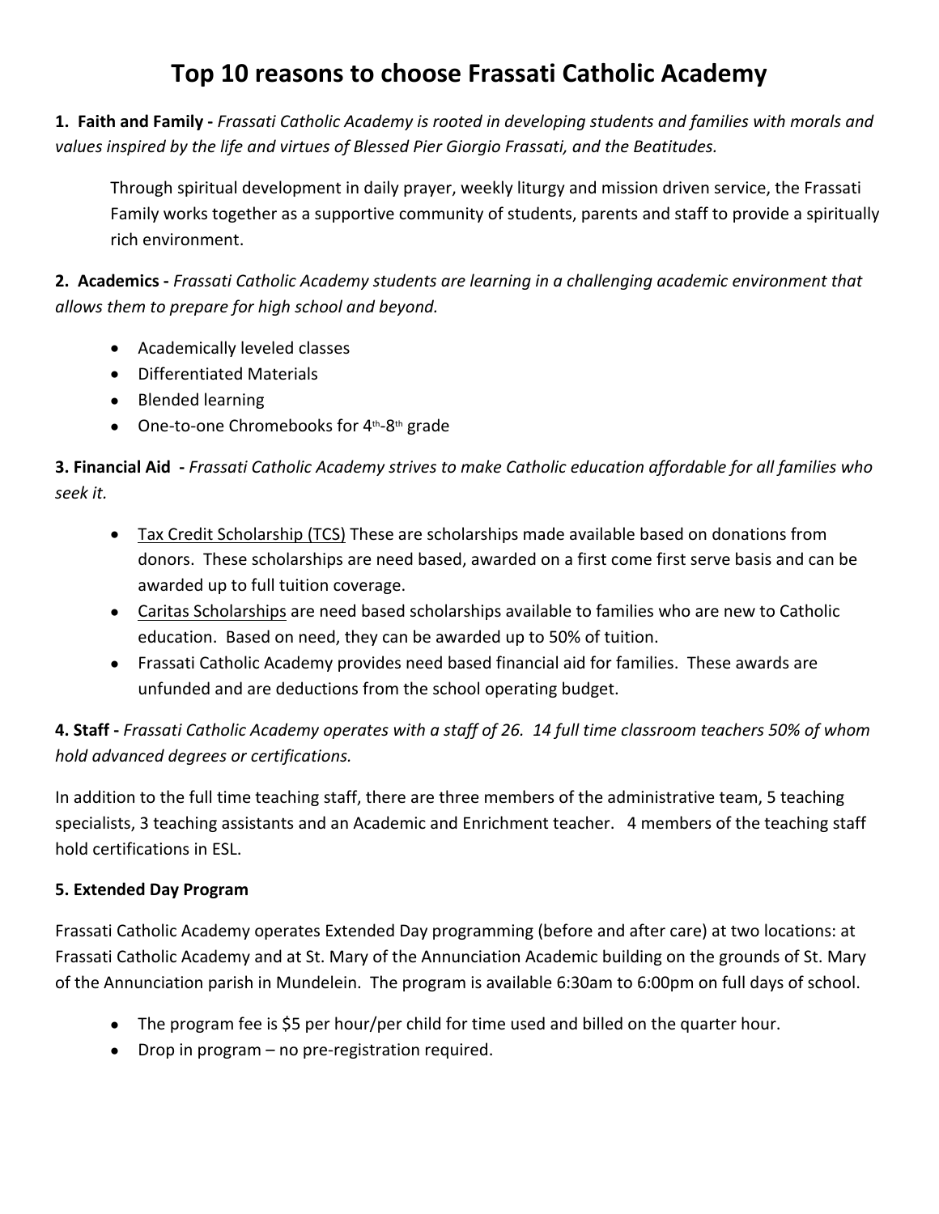# Top 10 reasons to choose Frassati Catholic Academy

**1. Faith and Family -** *Frassati Catholic Academy is rooted in developing students and families with morals and values inspired by the life and virtues of Blessed Pier Giorgio Frassati, and the Beatitudes.*

Through spiritual development in daily prayer, weekly liturgy and mission driven service, the Frassati Family works together as a supportive community of students, parents and staff to provide a spiritually rich environment.

**2. Academics -** *Frassati Catholic Academy students are learning in a challenging academic environment that allows them to prepare for high school and beyond.*

- Academically leveled classes
- Differentiated Materials
- Blended learning
- One-to-one Chromebooks for 4th-8th grade

**3. Financial Aid -** *Frassati Catholic Academy strives to make Catholic education affordable for all families who seek it.*

- Tax Credit Scholarship (TCS) These are scholarships made available based on donations from donors. These scholarships are need based, awarded on a first come first serve basis and can be awarded up to full tuition coverage.
- Caritas Scholarships are need based scholarships available to families who are new to Catholic education. Based on need, they can be awarded up to 50% of tuition.
- Frassati Catholic Academy provides need based financial aid for families. These awards are unfunded and are deductions from the school operating budget.

**4. Staff -** *Frassati Catholic Academy operates with a staff of 26. 14 full time classroom teachers 50% of whom hold advanced degrees or certifications.*

In addition to the full time teaching staff, there are three members of the administrative team, 5 teaching specialists, 3 teaching assistants and an Academic and Enrichment teacher. 4 members of the teaching staff hold certifications in ESL.

**5. Extended Day Program**

Frassati Catholic Academy operates Extended Day programming (before and after care) at two locations: at Frassati Catholic Academy and at St. Mary of the Annunciation Academic building on the grounds of St. Mary of the Annunciation parish in Mundelein. The program is available 6:30am to 6:00pm on full days of school.

- The program fee is $5 per hour/per child for time used and billed on the quarter hour.
- Drop in program – no pre-registration required.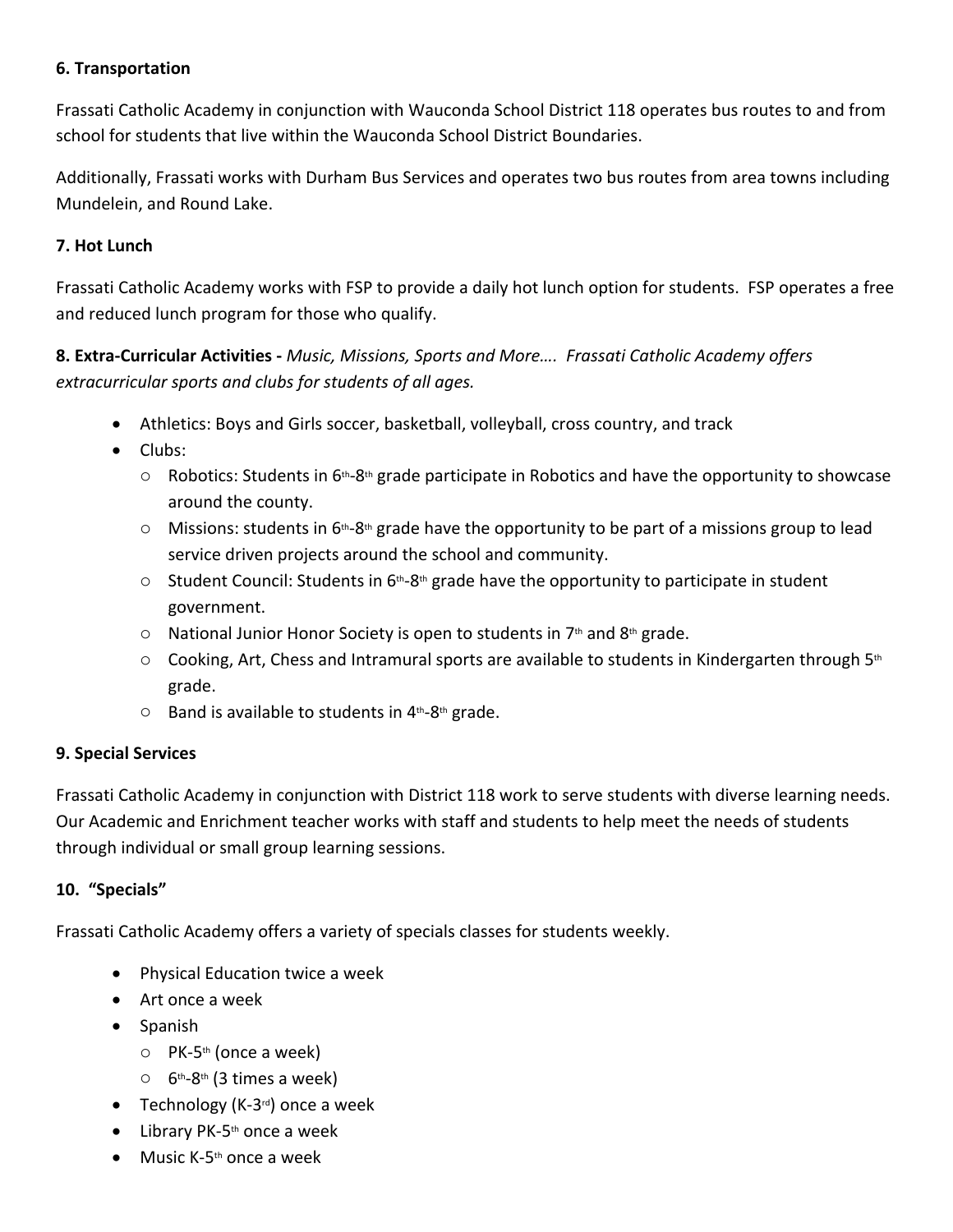**6. Transportation**

Frassati Catholic Academy in conjunction with Wauconda School District 118 operates bus routes to and from school for students that live within the Wauconda School District Boundaries.

Additionally, Frassati works with Durham Bus Services and operates two bus routes from area towns including Mundelein, and Round Lake.

**7. Hot Lunch**

Frassati Catholic Academy works with FSP to provide a daily hot lunch option for students. FSP operates a free and reduced lunch program for those who qualify.

**8. Extra-Curricular Activities -** *Music, Missions, Sports and More…. Frassati Catholic Academy offers extracurricular sports and clubs for students of all ages.*

- Athletics: Boys and Girls soccer, basketball, volleyball, cross country, and track
- Clubs:
  - Robotics: Students in 6th-8th grade participate in Robotics and have the opportunity to showcase around the county.
  - Missions: students in 6th-8th grade have the opportunity to be part of a missions group to lead service driven projects around the school and community.
  - Student Council: Students in 6th-8th grade have the opportunity to participate in student government.
  - National Junior Honor Society is open to students in 7th and 8th grade.
  - Cooking, Art, Chess and Intramural sports are available to students in Kindergarten through 5th grade.
  - Band is available to students in 4th-8th grade.

**9. Special Services**

Frassati Catholic Academy in conjunction with District 118 work to serve students with diverse learning needs. Our Academic and Enrichment teacher works with staff and students to help meet the needs of students through individual or small group learning sessions.

**10. "Specials"**

Frassati Catholic Academy offers a variety of specials classes for students weekly.

- Physical Education twice a week
- Art once a week
- Spanish
  - PK-5th (once a week)
  - 6th-8th (3 times a week)
- Technology (K-3rd) once a week
- Library PK-5th once a week
- Music K-5th once a week